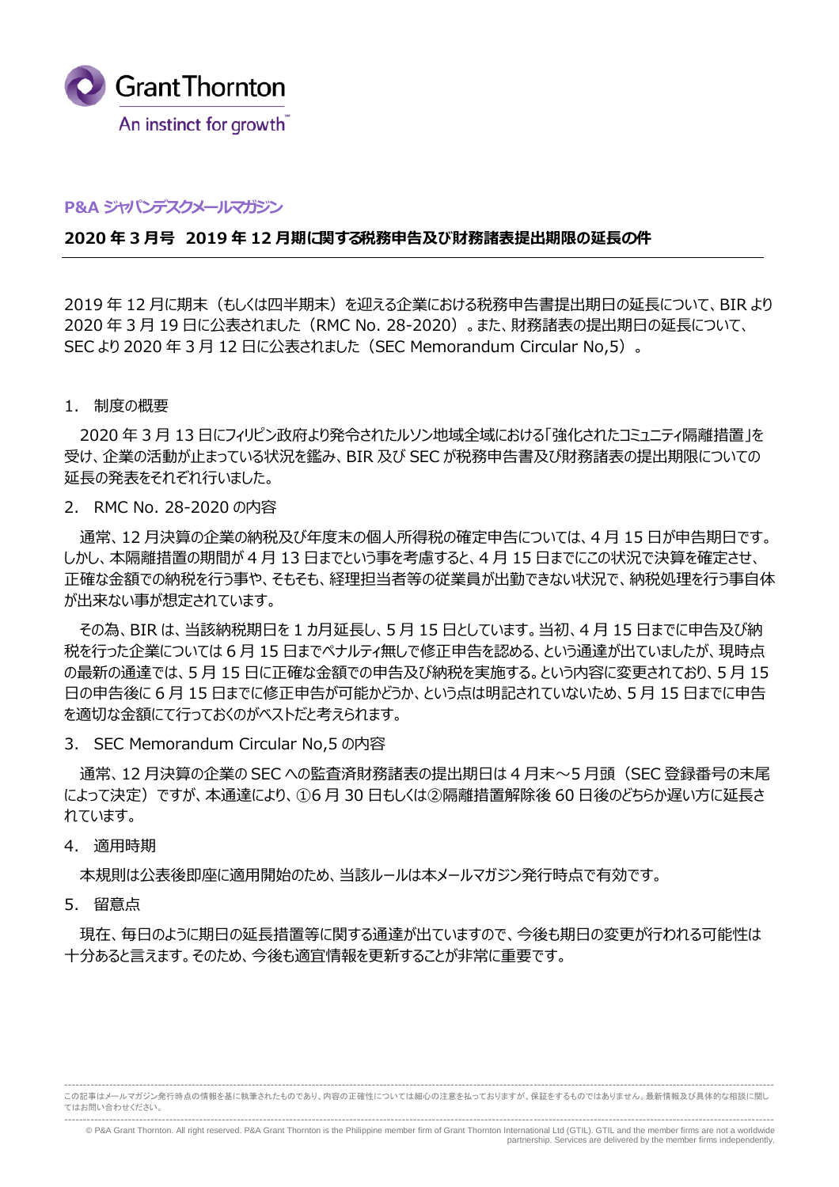Grant Thornton
An instinct for growth™

P&A ジャパンデスクメールマガジン

## 2020 年 3 月号　2019 年 12 月期に関する税務申告及び財務諸表提出期限の延長の件

2019 年 12 月に期末（もしくは四半期末）を迎える企業における税務申告書提出期日の延長について、BIR より 2020 年 3 月 19 日に公表されました（RMC No. 28-2020）。また、財務諸表の提出期日の延長について、SEC より 2020 年 3 月 12 日に公表されました（SEC Memorandum Circular No,5）。

1．制度の概要

　2020 年 3 月 13 日にフィリピン政府より発令されたルソン地域全域における「強化されたコミュニティ隔離措置」を受け、企業の活動が止まっている状況を鑑み、BIR 及び SEC が税務申告書及び財務諸表の提出期限についての延長の発表をそれぞれ行いました。

2．RMC No. 28-2020 の内容

　通常、12 月決算の企業の納税及び年度末の個人所得税の確定申告については、4 月 15 日が申告期日です。しかし、本隔離措置の期間が 4 月 13 日までという事を考慮すると、4 月 15 日までにこの状況で決算を確定させ、正確な金額での納税を行う事や、そもそも、経理担当者等の従業員が出勤できない状況で、納税処理を行う事自体が出来ない事が想定されています。

　その為、BIR は、当該納税期日を 1 カ月延長し、5 月 15 日としています。当初、4 月 15 日までに申告及び納税を行った企業については 6 月 15 日までペナルティ無しで修正申告を認める、という通達が出ていましたが、現時点の最新の通達では、5 月 15 日に正確な金額での申告及び納税を実施する。という内容に変更されており、5 月 15 日の申告後に 6 月 15 日までに修正申告が可能かどうか、という点は明記されていないため、5 月 15 日までに申告を適切な金額にて行っておくのがベストだと考えられます。

3．SEC Memorandum Circular No,5 の内容

　通常、12 月決算の企業の SEC への監査済財務諸表の提出期日は 4 月末～5 月頭（SEC 登録番号の末尾によって決定）ですが、本通達により、①6 月 30 日もしくは②隔離措置解除後 60 日後のどちらか遅い方に延長されています。

4．適用時期

　本規則は公表後即座に適用開始のため、当該ルールは本メールマガジン発行時点で有効です。

5．留意点

　現在、毎日のように期日の延長措置等に関する通達が出ていますので、今後も期日の変更が行われる可能性は十分あると言えます。そのため、今後も適宜情報を更新することが非常に重要です。

---

この記事はメールマガジン発行時点の情報を基に執筆されたものであり、内容の正確性については細心の注意を払っておりますが、保証をするものではありません。最新情報及び具体的な相談に関してはお問い合わせください。

---

© P&A Grant Thornton. All right reserved. P&A Grant Thornton is the Philippine member firm of Grant Thornton International Ltd (GTIL). GTIL and the member firms are not a worldwide partnership. Services are delivered by the member firms independently.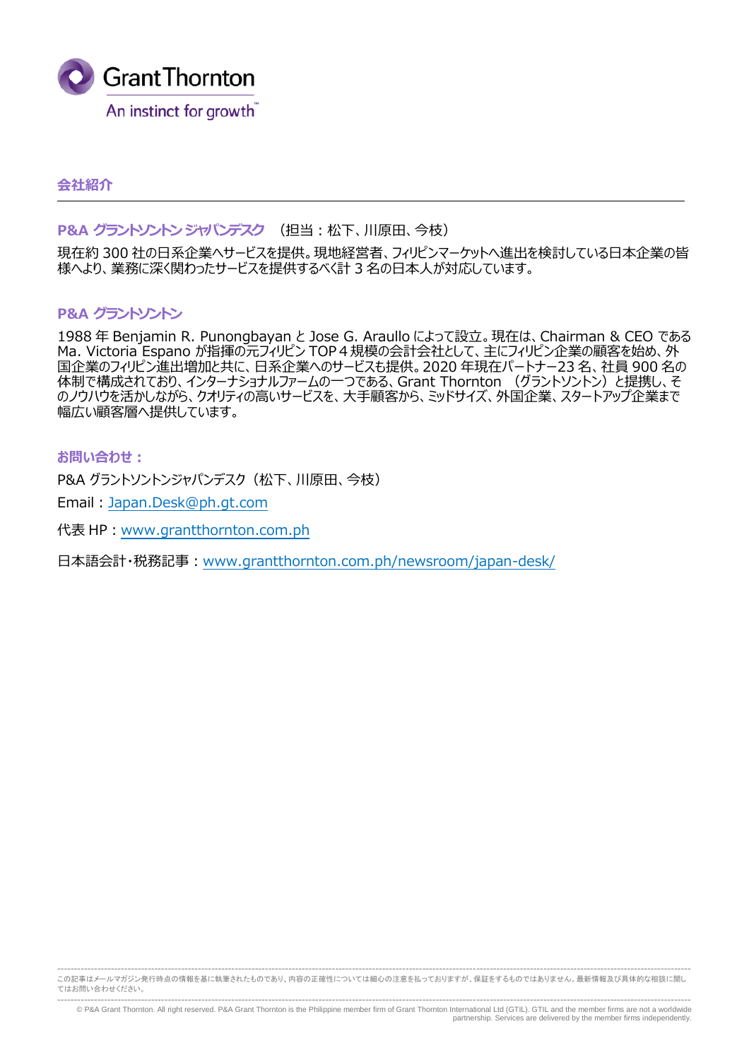## 会社紹介

### P&A グラントソントン ジャパンデスク　（担当：松下、川原田、今枝）

現在約 300 社の日系企業へサービスを提供。現地経営者、フィリピンマーケットへ進出を検討している日本企業の皆様へより、業務に深く関わったサービスを提供するべく計 3 名の日本人が対応しています。

### P&A グラントソントン

1988 年 Benjamin R. Punongbayan と Jose G. Araullo によって設立。現在は、Chairman & CEO である Ma. Victoria Espano が指揮の元フィリピン TOP 4 規模の会計会社として、主にフィリピン企業の顧客を始め、外国企業のフィリピン進出増加と共に、日系企業へのサービスも提供。2020 年現在パートナー23 名、社員 900 名の体制で構成されており、インターナショナルファームの一つである、Grant Thornton （グラントソントン）と提携し、そのノウハウを活かしながら、クオリティの高いサービスを、大手顧客から、ミッドサイズ、外国企業、スタートアップ企業まで幅広い顧客層へ提供しています。

### お問い合わせ：

P&A グラントソントンジャパンデスク（松下、川原田、今枝）

Email：Japan.Desk@ph.gt.com

代表 HP：www.grantthornton.com.ph

日本語会計・税務記事：www.grantthornton.com.ph/newsroom/japan-desk/

この記事はメールマガジン発行時点の情報を基に執筆されたものであり、内容の正確性については細心の注意を払っておりますが、保証をするものではありません。最新情報及び具体的な相談に関してはお問い合わせください。

© P&A Grant Thornton. All right reserved. P&A Grant Thornton is the Philippine member firm of Grant Thornton International Ltd (GTIL). GTIL and the member firms are not a worldwide partnership. Services are delivered by the member firms independently.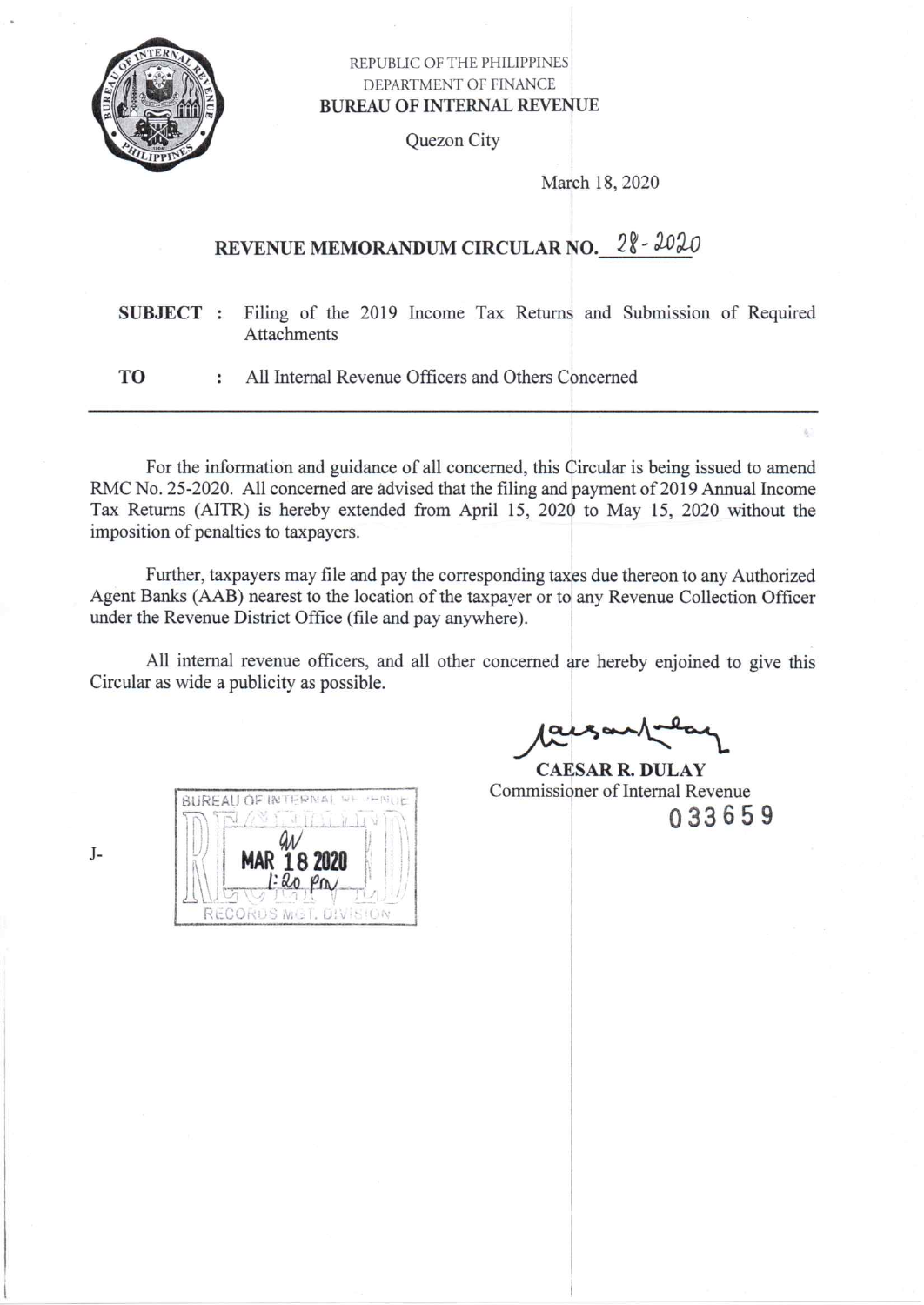REPUBLIC OF THE PHILIPPINES
DEPARTMENT OF FINANCE
**BUREAU OF INTERNAL REVENUE**

Quezon City

March 18, 2020

## REVENUE MEMORANDUM CIRCULAR NO. 28-2020

**SUBJECT** : Filing of the 2019 Income Tax Returns and Submission of Required Attachments

**TO** : All Internal Revenue Officers and Others Concerned

---

For the information and guidance of all concerned, this Circular is being issued to amend RMC No. 25-2020. All concerned are advised that the filing and payment of 2019 Annual Income Tax Returns (AITR) is hereby extended from April 15, 2020 to May 15, 2020 without the imposition of penalties to taxpayers.

Further, taxpayers may file and pay the corresponding taxes due thereon to any Authorized Agent Banks (AAB) nearest to the location of the taxpayer or to any Revenue Collection Officer under the Revenue District Office (file and pay anywhere).

All internal revenue officers, and all other concerned are hereby enjoined to give this Circular as wide a publicity as possible.

**CAESAR R. DULAY**
Commissioner of Internal Revenue

033659

J-

BUREAU OF INTERNAL REVENUE
RECEIVED
MAR 18 2020
1:20 PM
RECORDS MGT. DIVISION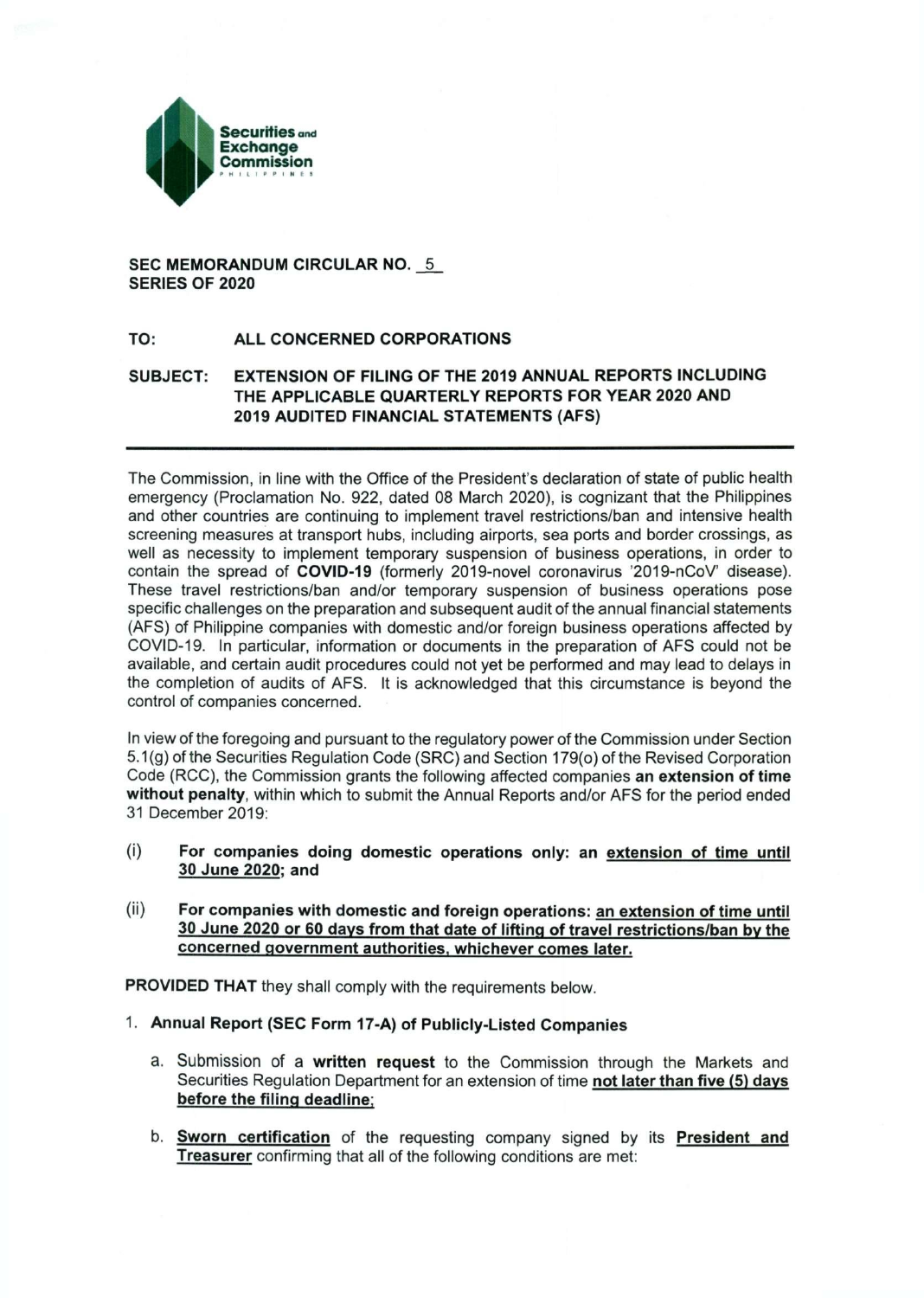**Securities and Exchange Commission**
PHILIPPINES

**SEC MEMORANDUM CIRCULAR NO. 5**
**SERIES OF 2020**

**TO:** **ALL CONCERNED CORPORATIONS**

**SUBJECT:** **EXTENSION OF FILING OF THE 2019 ANNUAL REPORTS INCLUDING THE APPLICABLE QUARTERLY REPORTS FOR YEAR 2020 AND 2019 AUDITED FINANCIAL STATEMENTS (AFS)**

---

The Commission, in line with the Office of the President's declaration of state of public health emergency (Proclamation No. 922, dated 08 March 2020), is cognizant that the Philippines and other countries are continuing to implement travel restrictions/ban and intensive health screening measures at transport hubs, including airports, sea ports and border crossings, as well as necessity to implement temporary suspension of business operations, in order to contain the spread of **COVID-19** (formerly 2019-novel coronavirus '2019-nCoV' disease). These travel restrictions/ban and/or temporary suspension of business operations pose specific challenges on the preparation and subsequent audit of the annual financial statements (AFS) of Philippine companies with domestic and/or foreign business operations affected by COVID-19. In particular, information or documents in the preparation of AFS could not be available, and certain audit procedures could not yet be performed and may lead to delays in the completion of audits of AFS. It is acknowledged that this circumstance is beyond the control of companies concerned.

In view of the foregoing and pursuant to the regulatory power of the Commission under Section 5.1(g) of the Securities Regulation Code (SRC) and Section 179(o) of the Revised Corporation Code (RCC), the Commission grants the following affected companies **an extension of time without penalty**, within which to submit the Annual Reports and/or AFS for the period ended 31 December 2019:

(i) **For companies doing domestic operations only: an <u>extension of time until 30 June 2020</u>; and**

(ii) **For companies with domestic and foreign operations: <u>an extension of time until 30 June 2020 or 60 days from that date of lifting of travel restrictions/ban by the concerned government authorities, whichever comes later.</u>**

**PROVIDED THAT** they shall comply with the requirements below.

1. **Annual Report (SEC Form 17-A) of Publicly-Listed Companies**

   a. Submission of a **written request** to the Commission through the Markets and Securities Regulation Department for an extension of time **<u>not later than five (5) days before the filing deadline</u>**;

   b. **<u>Sworn certification</u>** of the requesting company signed by its **<u>President and Treasurer</u>** confirming that all of the following conditions are met: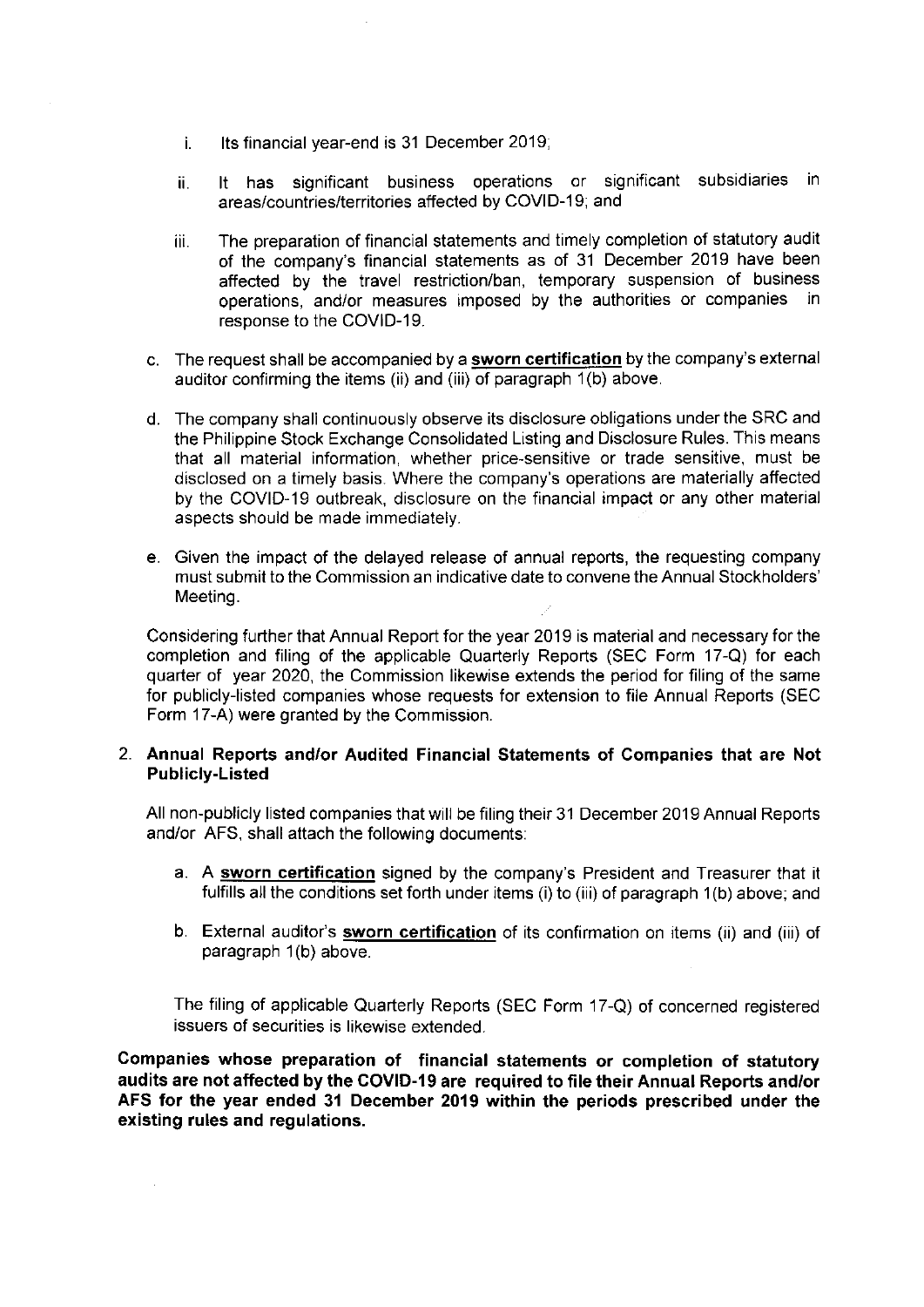i. Its financial year-end is 31 December 2019;

ii. It has significant business operations or significant subsidiaries in areas/countries/territories affected by COVID-19; and

iii. The preparation of financial statements and timely completion of statutory audit of the company's financial statements as of 31 December 2019 have been affected by the travel restriction/ban, temporary suspension of business operations, and/or measures imposed by the authorities or companies in response to the COVID-19.

c. The request shall be accompanied by a **sworn certification** by the company's external auditor confirming the items (ii) and (iii) of paragraph 1(b) above.

d. The company shall continuously observe its disclosure obligations under the SRC and the Philippine Stock Exchange Consolidated Listing and Disclosure Rules. This means that all material information, whether price-sensitive or trade sensitive, must be disclosed on a timely basis. Where the company's operations are materially affected by the COVID-19 outbreak, disclosure on the financial impact or any other material aspects should be made immediately.

e. Given the impact of the delayed release of annual reports, the requesting company must submit to the Commission an indicative date to convene the Annual Stockholders' Meeting.

Considering further that Annual Report for the year 2019 is material and necessary for the completion and filing of the applicable Quarterly Reports (SEC Form 17-Q) for each quarter of year 2020, the Commission likewise extends the period for filing of the same for publicly-listed companies whose requests for extension to file Annual Reports (SEC Form 17-A) were granted by the Commission.

2. **Annual Reports and/or Audited Financial Statements of Companies that are Not Publicly-Listed**

All non-publicly listed companies that will be filing their 31 December 2019 Annual Reports and/or AFS, shall attach the following documents:

a. A **sworn certification** signed by the company's President and Treasurer that it fulfills all the conditions set forth under items (i) to (iii) of paragraph 1(b) above; and

b. External auditor's **sworn certification** of its confirmation on items (ii) and (iii) of paragraph 1(b) above.

The filing of applicable Quarterly Reports (SEC Form 17-Q) of concerned registered issuers of securities is likewise extended.

**Companies whose preparation of financial statements or completion of statutory audits are not affected by the COVID-19 are required to file their Annual Reports and/or AFS for the year ended 31 December 2019 within the periods prescribed under the existing rules and regulations.**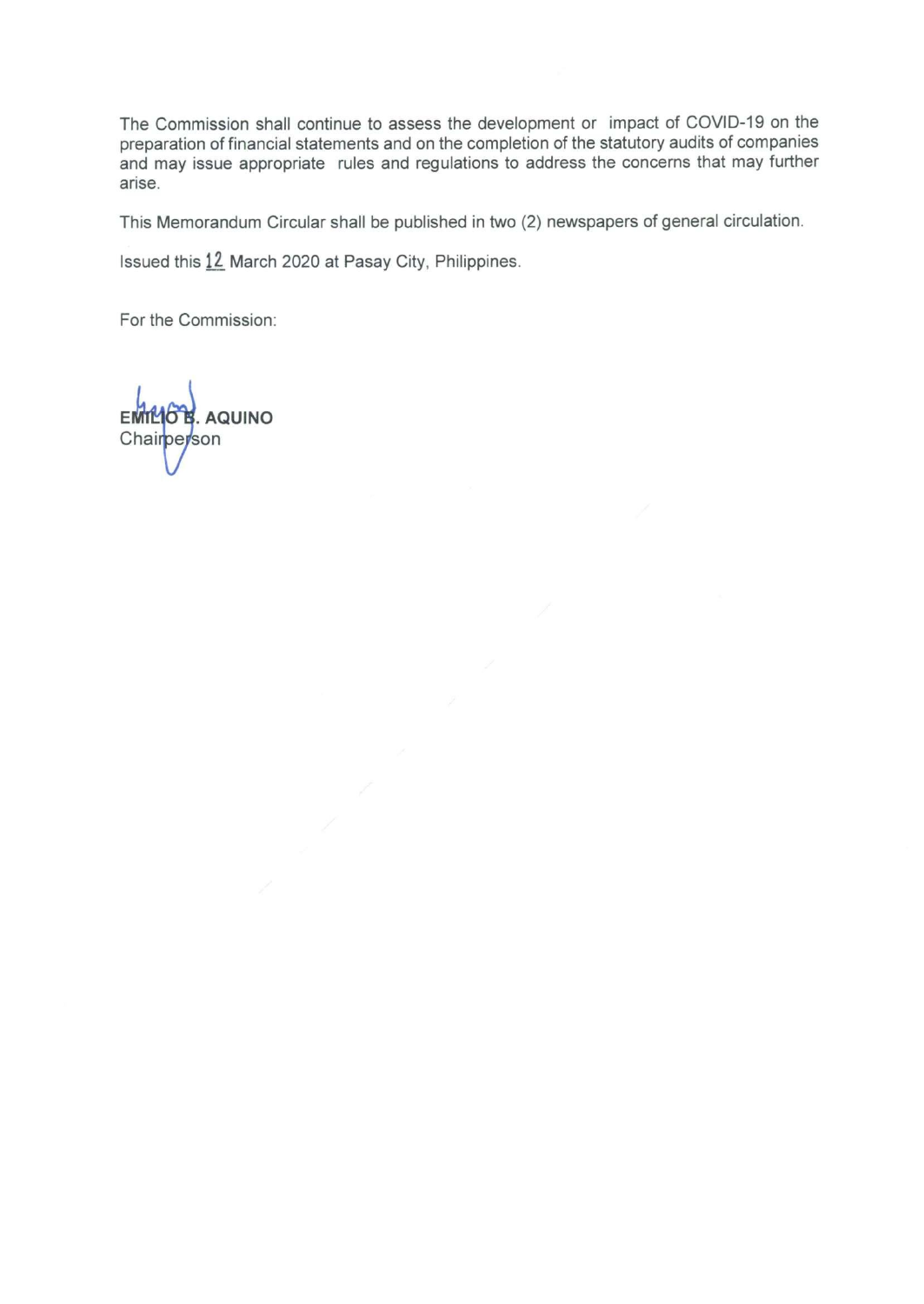The Commission shall continue to assess the development or impact of COVID-19 on the preparation of financial statements and on the completion of the statutory audits of companies and may issue appropriate rules and regulations to address the concerns that may further arise.

This Memorandum Circular shall be published in two (2) newspapers of general circulation.

Issued this 12 March 2020 at Pasay City, Philippines.

For the Commission:

**EMILIO B. AQUINO**
Chairperson